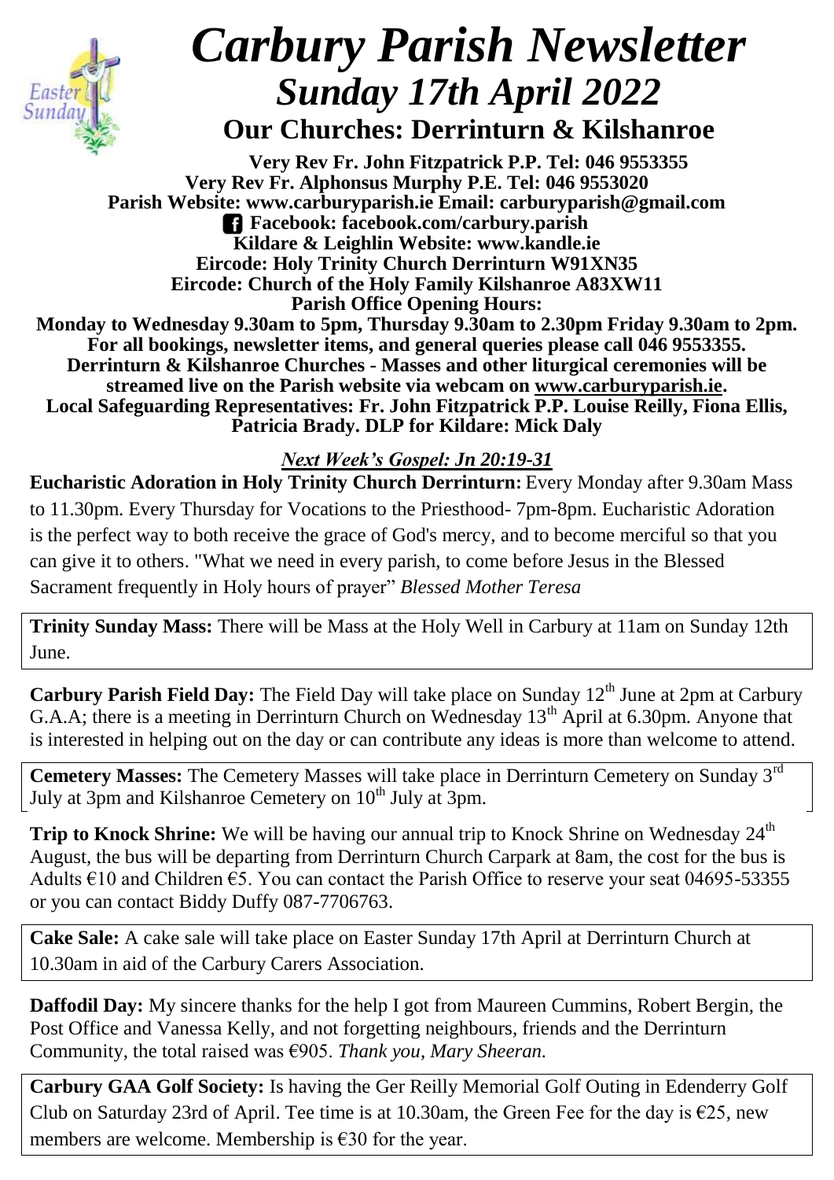# *Carbury Parish Newsletter*
## *Sunday 17th April 2022*
### Our Churches: Derrinturn & Kilshanroe

**Very Rev Fr. John Fitzpatrick P.P. Tel: 046 9553355**
**Very Rev Fr. Alphonsus Murphy P.E. Tel: 046 9553020**
**Parish Website: www.carburyparish.ie Email: carburyparish@gmail.com**
**Facebook: facebook.com/carbury.parish**
**Kildare & Leighlin Website: www.kandle.ie**
**Eircode: Holy Trinity Church Derrinturn W91XN35**
**Eircode: Church of the Holy Family Kilshanroe A83XW11**
**Parish Office Opening Hours:**
**Monday to Wednesday 9.30am to 5pm, Thursday 9.30am to 2.30pm Friday 9.30am to 2pm.**
**For all bookings, newsletter items, and general queries please call 046 9553355.**
**Derrinturn & Kilshanroe Churches - Masses and other liturgical ceremonies will be streamed live on the Parish website via webcam on www.carburyparish.ie.**
**Local Safeguarding Representatives: Fr. John Fitzpatrick P.P. Louise Reilly, Fiona Ellis, Patricia Brady. DLP for Kildare: Mick Daly**

***Next Week's Gospel: Jn 20:19-31***

**Eucharistic Adoration in Holy Trinity Church Derrinturn:** Every Monday after 9.30am Mass to 11.30pm. Every Thursday for Vocations to the Priesthood- 7pm-8pm. Eucharistic Adoration is the perfect way to both receive the grace of God's mercy, and to become merciful so that you can give it to others. "What we need in every parish, to come before Jesus in the Blessed Sacrament frequently in Holy hours of prayer" *Blessed Mother Teresa*

**Trinity Sunday Mass:** There will be Mass at the Holy Well in Carbury at 11am on Sunday 12th June.

**Carbury Parish Field Day:** The Field Day will take place on Sunday 12th June at 2pm at Carbury G.A.A; there is a meeting in Derrinturn Church on Wednesday 13th April at 6.30pm. Anyone that is interested in helping out on the day or can contribute any ideas is more than welcome to attend.

**Cemetery Masses:** The Cemetery Masses will take place in Derrinturn Cemetery on Sunday 3rd July at 3pm and Kilshanroe Cemetery on 10th July at 3pm.

**Trip to Knock Shrine:** We will be having our annual trip to Knock Shrine on Wednesday 24th August, the bus will be departing from Derrinturn Church Carpark at 8am, the cost for the bus is Adults €10 and Children €5. You can contact the Parish Office to reserve your seat 04695-53355 or you can contact Biddy Duffy 087-7706763.

**Cake Sale:** A cake sale will take place on Easter Sunday 17th April at Derrinturn Church at 10.30am in aid of the Carbury Carers Association.

**Daffodil Day:** My sincere thanks for the help I got from Maureen Cummins, Robert Bergin, the Post Office and Vanessa Kelly, and not forgetting neighbours, friends and the Derrinturn Community, the total raised was €905. *Thank you, Mary Sheeran.*

**Carbury GAA Golf Society:** Is having the Ger Reilly Memorial Golf Outing in Edenderry Golf Club on Saturday 23rd of April. Tee time is at 10.30am, the Green Fee for the day is €25, new members are welcome. Membership is €30 for the year.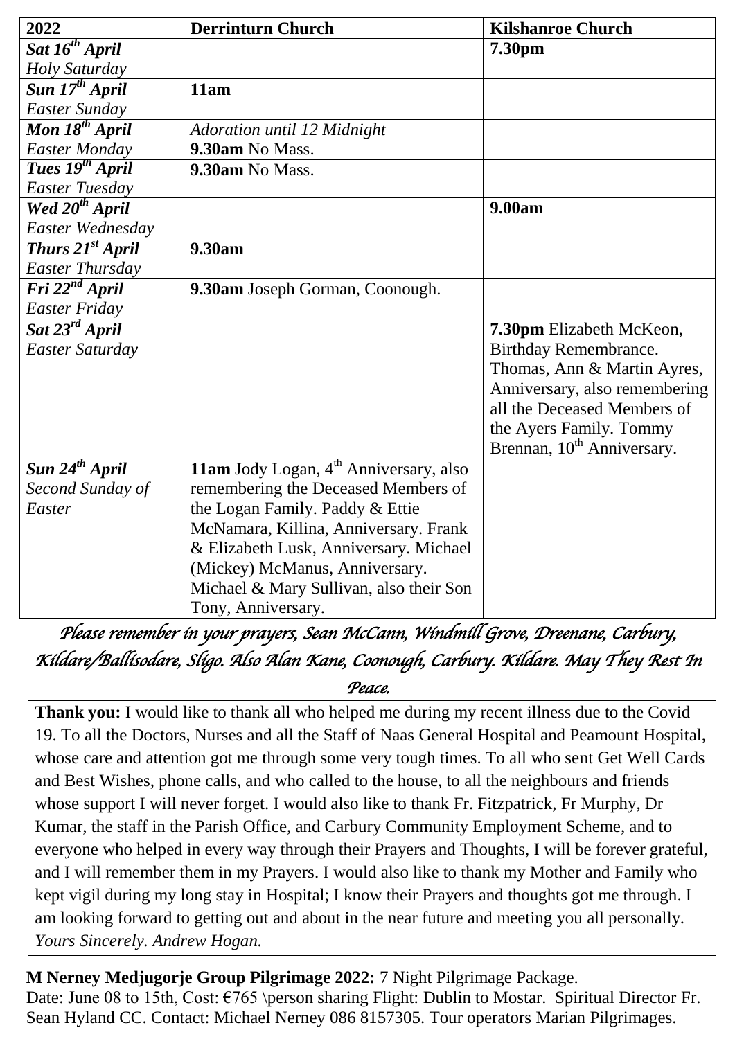| 2022 | Derrinturn Church | Kilshanroe Church |
|---|---|---|
| ***Sat 16th April*** *Holy Saturday* | | **7.30pm** |
| ***Sun 17th April*** *Easter Sunday* | **11am** | |
| ***Mon 18th April*** *Easter Monday* | *Adoration until 12 Midnight* **9.30am** No Mass. | |
| ***Tues 19th April*** *Easter Tuesday* | **9.30am** No Mass. | |
| ***Wed 20th April*** *Easter Wednesday* | | **9.00am** |
| ***Thurs 21st April*** *Easter Thursday* | **9.30am** | |
| ***Fri 22nd April*** *Easter Friday* | **9.30am** Joseph Gorman, Coonough. | |
| ***Sat 23rd April*** *Easter Saturday* | | **7.30pm** Elizabeth McKeon, Birthday Remembrance. Thomas, Ann & Martin Ayres, Anniversary, also remembering all the Deceased Members of the Ayers Family. Tommy Brennan, 10th Anniversary. |
| ***Sun 24th April*** *Second Sunday of Easter* | **11am** Jody Logan, 4th Anniversary, also remembering the Deceased Members of the Logan Family. Paddy & Ettie McNamara, Killina, Anniversary. Frank & Elizabeth Lusk, Anniversary. Michael (Mickey) McManus, Anniversary. Michael & Mary Sullivan, also their Son Tony, Anniversary. | |

*Please remember in your prayers, Sean McCann, Windmill Grove, Dreenane, Carbury, Kildare/Ballisodare, Sligo. Also Alan Kane, Coonough, Carbury. Kildare. May They Rest In Peace.*

**Thank you:** I would like to thank all who helped me during my recent illness due to the Covid 19. To all the Doctors, Nurses and all the Staff of Naas General Hospital and Peamount Hospital, whose care and attention got me through some very tough times. To all who sent Get Well Cards and Best Wishes, phone calls, and who called to the house, to all the neighbours and friends whose support I will never forget. I would also like to thank Fr. Fitzpatrick, Fr Murphy, Dr Kumar, the staff in the Parish Office, and Carbury Community Employment Scheme, and to everyone who helped in every way through their Prayers and Thoughts, I will be forever grateful, and I will remember them in my Prayers. I would also like to thank my Mother and Family who kept vigil during my long stay in Hospital; I know their Prayers and thoughts got me through. I am looking forward to getting out and about in the near future and meeting you all personally. *Yours Sincerely. Andrew Hogan.*

**M Nerney Medjugorje Group Pilgrimage 2022:** 7 Night Pilgrimage Package. Date: June 08 to 15th, Cost: €765 \person sharing Flight: Dublin to Mostar. Spiritual Director Fr. Sean Hyland CC. Contact: Michael Nerney 086 8157305. Tour operators Marian Pilgrimages.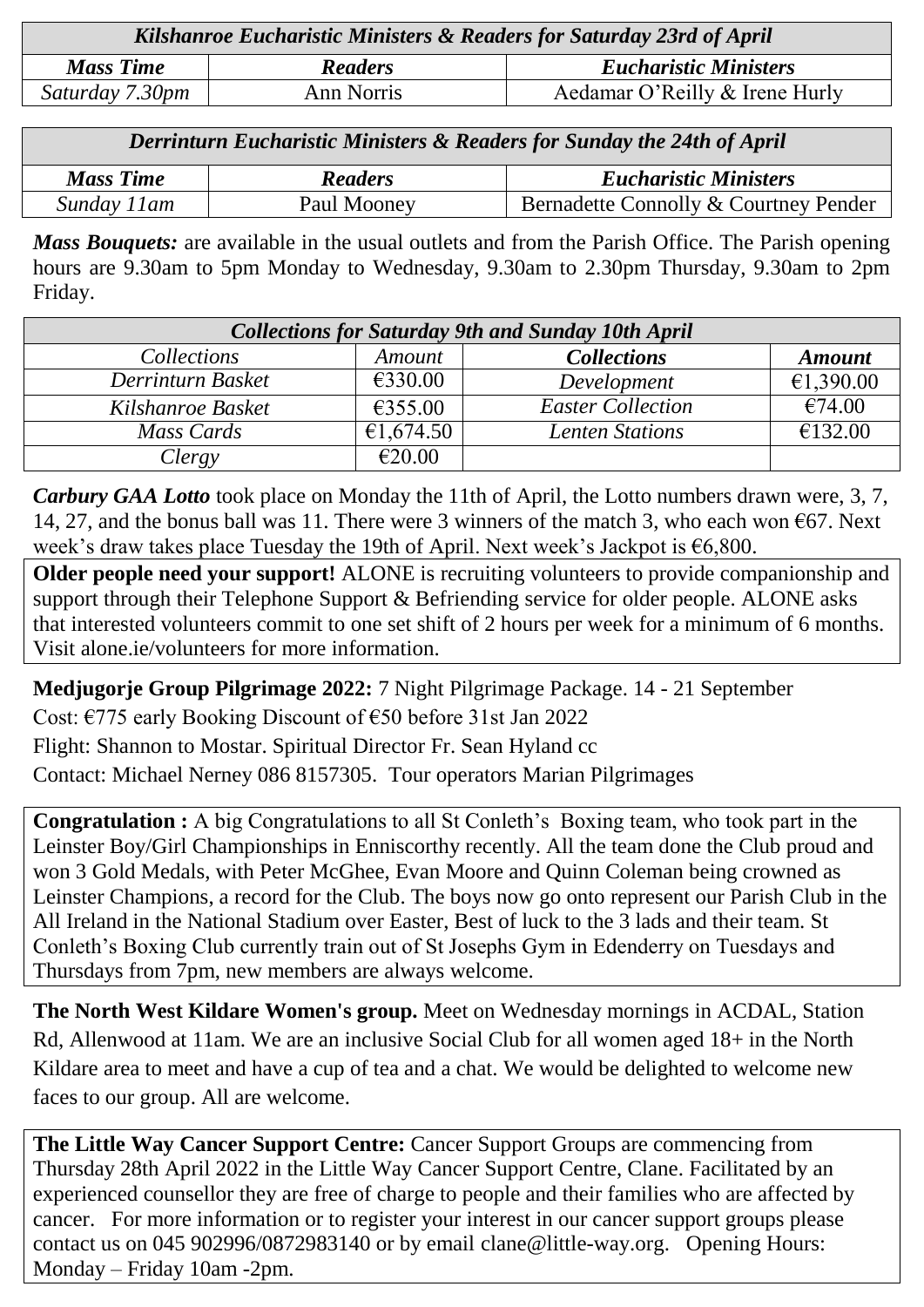| *Kilshanroe Eucharistic Ministers & Readers for Saturday 23rd of April* | | |
|---|---|---|
| ***Mass Time*** | ***Readers*** | ***Eucharistic Ministers*** |
| *Saturday 7.30pm* | Ann Norris | Aedamar O'Reilly & Irene Hurly |

| *Derrinturn Eucharistic Ministers & Readers for Sunday the 24th of April* | | |
|---|---|---|
| ***Mass Time*** | ***Readers*** | ***Eucharistic Ministers*** |
| *Sunday 11am* | Paul Mooney | Bernadette Connolly & Courtney Pender |

***Mass Bouquets:*** are available in the usual outlets and from the Parish Office. The Parish opening hours are 9.30am to 5pm Monday to Wednesday, 9.30am to 2.30pm Thursday, 9.30am to 2pm Friday.

| *Collections for Saturday 9th and Sunday 10th April* | | | |
|---|---|---|---|
| *Collections* | *Amount* | ***Collections*** | ***Amount*** |
| *Derrinturn Basket* | €330.00 | *Development* | €1,390.00 |
| *Kilshanroe Basket* | €355.00 | *Easter Collection* | €74.00 |
| *Mass Cards* | €1,674.50 | *Lenten Stations* | €132.00 |
| *Clergy* | €20.00 | | |

***Carbury GAA Lotto*** took place on Monday the 11th of April, the Lotto numbers drawn were, 3, 7, 14, 27, and the bonus ball was 11. There were 3 winners of the match 3, who each won €67. Next week's draw takes place Tuesday the 19th of April. Next week's Jackpot is €6,800.

**Older people need your support!** ALONE is recruiting volunteers to provide companionship and support through their Telephone Support & Befriending service for older people. ALONE asks that interested volunteers commit to one set shift of 2 hours per week for a minimum of 6 months. Visit alone.ie/volunteers for more information.

**Medjugorje Group Pilgrimage 2022:** 7 Night Pilgrimage Package. 14 - 21 September

Cost: €775 early Booking Discount of €50 before 31st Jan 2022

Flight: Shannon to Mostar. Spiritual Director Fr. Sean Hyland cc

Contact: Michael Nerney 086 8157305. Tour operators Marian Pilgrimages

**Congratulation :** A big Congratulations to all St Conleth's Boxing team, who took part in the Leinster Boy/Girl Championships in Enniscorthy recently. All the team done the Club proud and won 3 Gold Medals, with Peter McGhee, Evan Moore and Quinn Coleman being crowned as Leinster Champions, a record for the Club. The boys now go onto represent our Parish Club in the All Ireland in the National Stadium over Easter, Best of luck to the 3 lads and their team. St Conleth's Boxing Club currently train out of St Josephs Gym in Edenderry on Tuesdays and Thursdays from 7pm, new members are always welcome.

**The North West Kildare Women's group.** Meet on Wednesday mornings in ACDAL, Station Rd, Allenwood at 11am. We are an inclusive Social Club for all women aged 18+ in the North Kildare area to meet and have a cup of tea and a chat. We would be delighted to welcome new faces to our group. All are welcome.

**The Little Way Cancer Support Centre:** Cancer Support Groups are commencing from Thursday 28th April 2022 in the Little Way Cancer Support Centre, Clane. Facilitated by an experienced counsellor they are free of charge to people and their families who are affected by cancer. For more information or to register your interest in our cancer support groups please contact us on 045 902996/0872983140 or by email clane@little-way.org. Opening Hours: Monday – Friday 10am -2pm.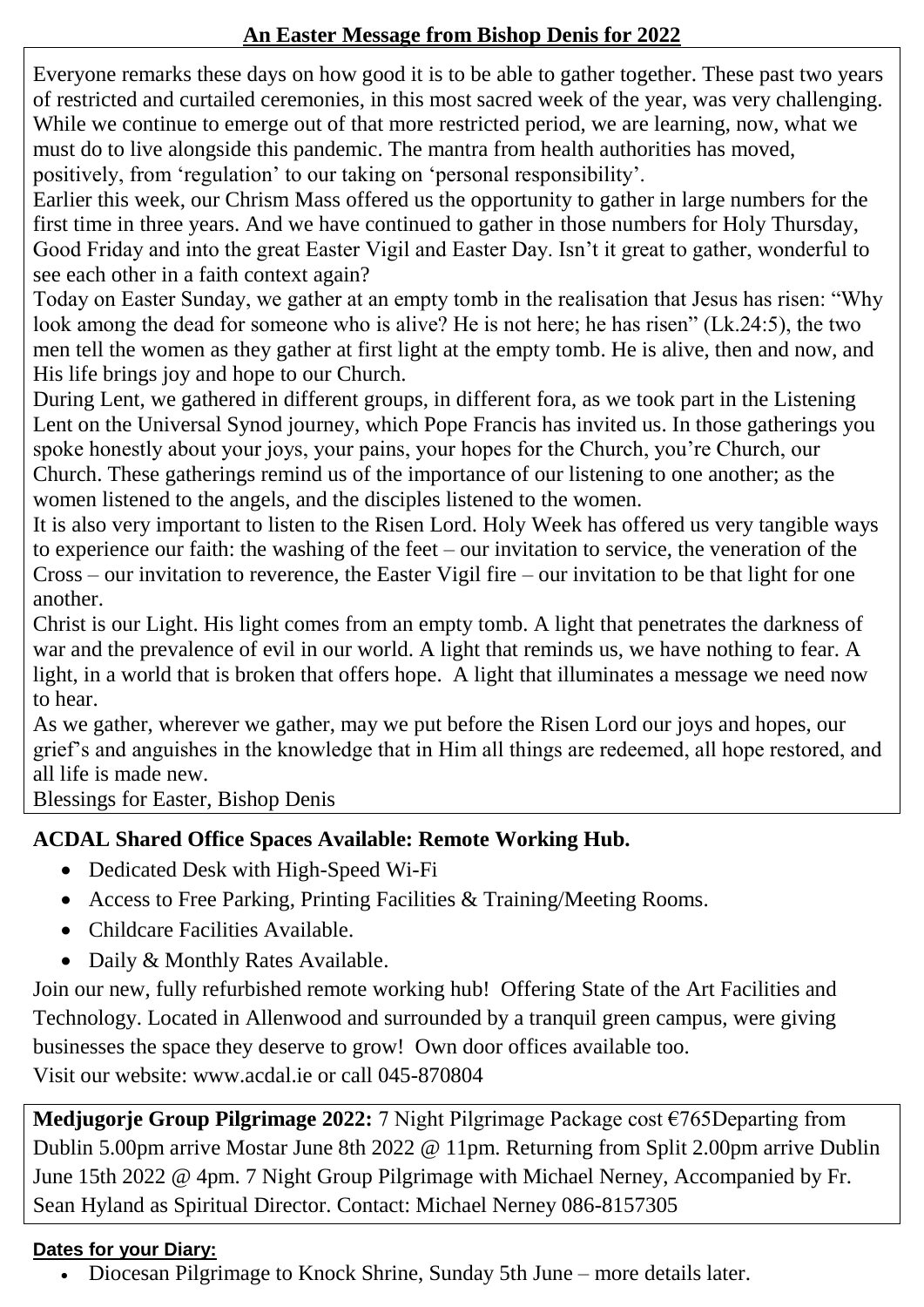## An Easter Message from Bishop Denis for 2022

Everyone remarks these days on how good it is to be able to gather together. These past two years of restricted and curtailed ceremonies, in this most sacred week of the year, was very challenging. While we continue to emerge out of that more restricted period, we are learning, now, what we must do to live alongside this pandemic. The mantra from health authorities has moved, positively, from 'regulation' to our taking on 'personal responsibility'.

Earlier this week, our Chrism Mass offered us the opportunity to gather in large numbers for the first time in three years. And we have continued to gather in those numbers for Holy Thursday, Good Friday and into the great Easter Vigil and Easter Day. Isn't it great to gather, wonderful to see each other in a faith context again?

Today on Easter Sunday, we gather at an empty tomb in the realisation that Jesus has risen: "Why look among the dead for someone who is alive? He is not here; he has risen" (Lk.24:5), the two men tell the women as they gather at first light at the empty tomb. He is alive, then and now, and His life brings joy and hope to our Church.

During Lent, we gathered in different groups, in different fora, as we took part in the Listening Lent on the Universal Synod journey, which Pope Francis has invited us. In those gatherings you spoke honestly about your joys, your pains, your hopes for the Church, you're Church, our Church. These gatherings remind us of the importance of our listening to one another; as the women listened to the angels, and the disciples listened to the women.

It is also very important to listen to the Risen Lord. Holy Week has offered us very tangible ways to experience our faith: the washing of the feet – our invitation to service, the veneration of the Cross – our invitation to reverence, the Easter Vigil fire – our invitation to be that light for one another.

Christ is our Light. His light comes from an empty tomb. A light that penetrates the darkness of war and the prevalence of evil in our world. A light that reminds us, we have nothing to fear. A light, in a world that is broken that offers hope. A light that illuminates a message we need now to hear.

As we gather, wherever we gather, may we put before the Risen Lord our joys and hopes, our grief's and anguishes in the knowledge that in Him all things are redeemed, all hope restored, and all life is made new.

Blessings for Easter, Bishop Denis

**ACDAL Shared Office Spaces Available: Remote Working Hub.**

- Dedicated Desk with High-Speed Wi-Fi
- Access to Free Parking, Printing Facilities & Training/Meeting Rooms.
- Childcare Facilities Available.
- Daily & Monthly Rates Available.

Join our new, fully refurbished remote working hub! Offering State of the Art Facilities and Technology. Located in Allenwood and surrounded by a tranquil green campus, were giving businesses the space they deserve to grow! Own door offices available too.
Visit our website: www.acdal.ie or call 045-870804

**Medjugorje Group Pilgrimage 2022:** 7 Night Pilgrimage Package cost €765Departing from Dublin 5.00pm arrive Mostar June 8th 2022 @ 11pm. Returning from Split 2.00pm arrive Dublin June 15th 2022 @ 4pm. 7 Night Group Pilgrimage with Michael Nerney, Accompanied by Fr. Sean Hyland as Spiritual Director. Contact: Michael Nerney 086-8157305

**Dates for your Diary:**

- Diocesan Pilgrimage to Knock Shrine, Sunday 5th June – more details later.